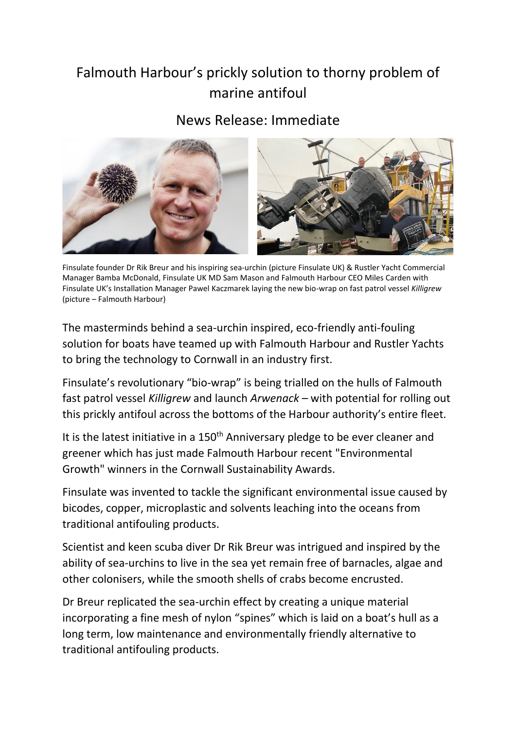# Falmouth Harbour's prickly solution to thorny problem of marine antifoul

## News Release: Immediate

Finsulate founder Dr Rik Breur and his inspiring sea-urchin (picture Finsulate UK) & Rustler Yacht Commercial Manager Bamba McDonald, Finsulate UK MD Sam Mason and Falmouth Harbour CEO Miles Carden with Finsulate UK's Installation Manager Pawel Kaczmarek laying the new bio-wrap on fast patrol vessel *Killigrew* (picture – Falmouth Harbour)

The masterminds behind a sea-urchin inspired, eco-friendly anti-fouling solution for boats have teamed up with Falmouth Harbour and Rustler Yachts to bring the technology to Cornwall in an industry first.

Finsulate's revolutionary "bio-wrap" is being trialled on the hulls of Falmouth fast patrol vessel *Killigrew* and launch *Arwenack* – with potential for rolling out this prickly antifoul across the bottoms of the Harbour authority's entire fleet.

It is the latest initiative in a 150th Anniversary pledge to be ever cleaner and greener which has just made Falmouth Harbour recent "Environmental Growth" winners in the Cornwall Sustainability Awards.

Finsulate was invented to tackle the significant environmental issue caused by bicodes, copper, microplastic and solvents leaching into the oceans from traditional antifouling products.

Scientist and keen scuba diver Dr Rik Breur was intrigued and inspired by the ability of sea-urchins to live in the sea yet remain free of barnacles, algae and other colonisers, while the smooth shells of crabs become encrusted.

Dr Breur replicated the sea-urchin effect by creating a unique material incorporating a fine mesh of nylon "spines" which is laid on a boat's hull as a long term, low maintenance and environmentally friendly alternative to traditional antifouling products.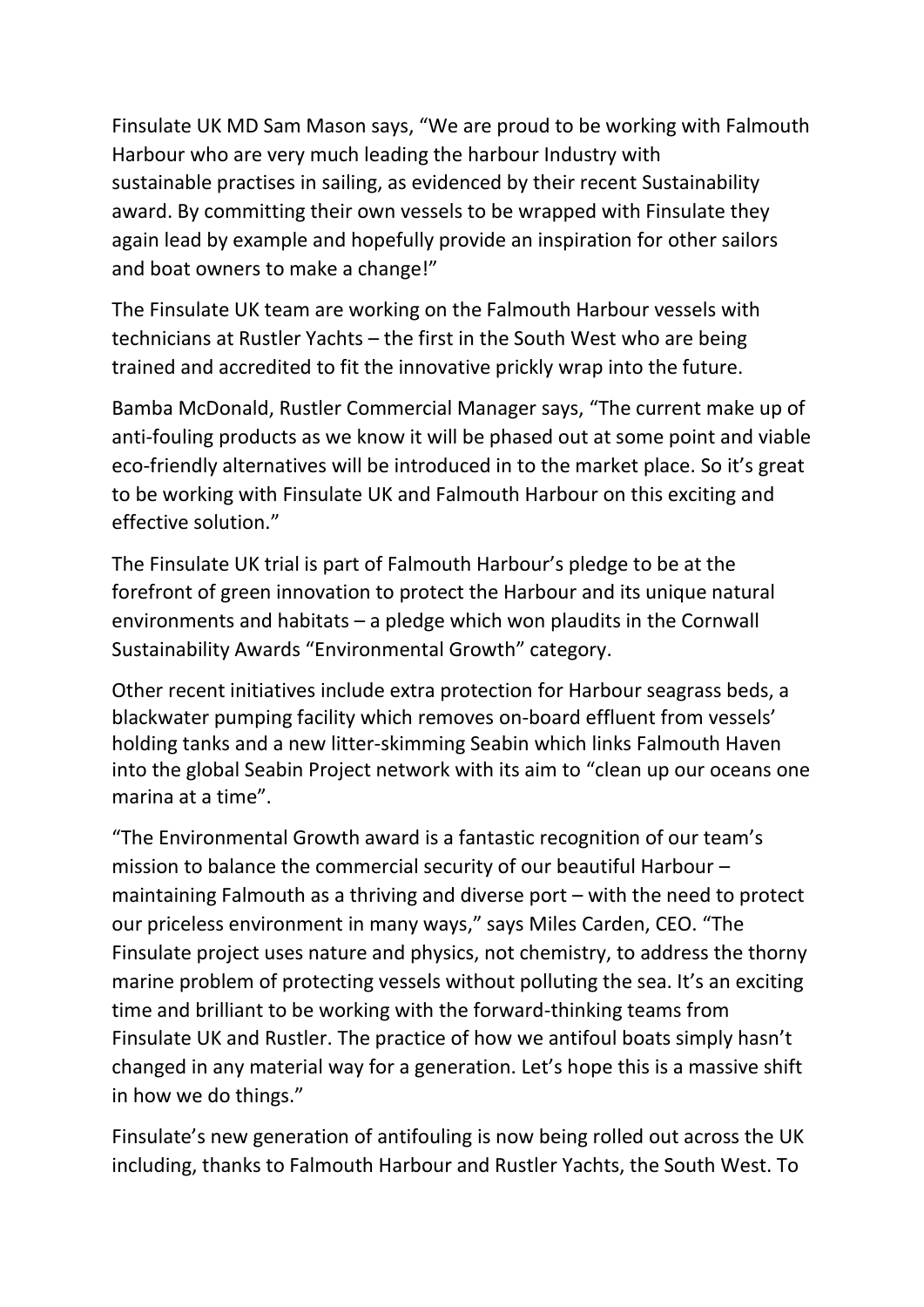Finsulate UK MD Sam Mason says, “We are proud to be working with Falmouth Harbour who are very much leading the harbour Industry with sustainable practises in sailing, as evidenced by their recent Sustainability award. By committing their own vessels to be wrapped with Finsulate they again lead by example and hopefully provide an inspiration for other sailors and boat owners to make a change!”

The Finsulate UK team are working on the Falmouth Harbour vessels with technicians at Rustler Yachts – the first in the South West who are being trained and accredited to fit the innovative prickly wrap into the future.

Bamba McDonald, Rustler Commercial Manager says, “The current make up of anti-fouling products as we know it will be phased out at some point and viable eco-friendly alternatives will be introduced in to the market place. So it’s great to be working with Finsulate UK and Falmouth Harbour on this exciting and effective solution.”

The Finsulate UK trial is part of Falmouth Harbour’s pledge to be at the forefront of green innovation to protect the Harbour and its unique natural environments and habitats – a pledge which won plaudits in the Cornwall Sustainability Awards “Environmental Growth” category.

Other recent initiatives include extra protection for Harbour seagrass beds, a blackwater pumping facility which removes on-board effluent from vessels’ holding tanks and a new litter-skimming Seabin which links Falmouth Haven into the global Seabin Project network with its aim to “clean up our oceans one marina at a time”.

“The Environmental Growth award is a fantastic recognition of our team’s mission to balance the commercial security of our beautiful Harbour – maintaining Falmouth as a thriving and diverse port – with the need to protect our priceless environment in many ways,” says Miles Carden, CEO. “The Finsulate project uses nature and physics, not chemistry, to address the thorny marine problem of protecting vessels without polluting the sea. It’s an exciting time and brilliant to be working with the forward-thinking teams from Finsulate UK and Rustler. The practice of how we antifoul boats simply hasn’t changed in any material way for a generation. Let’s hope this is a massive shift in how we do things.”

Finsulate’s new generation of antifouling is now being rolled out across the UK including, thanks to Falmouth Harbour and Rustler Yachts, the South West. To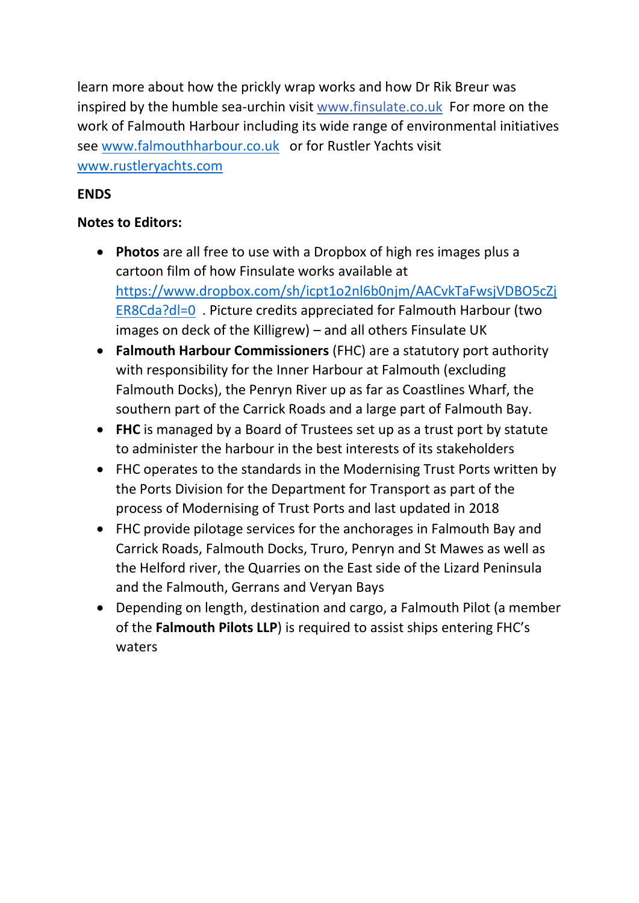learn more about how the prickly wrap works and how Dr Rik Breur was inspired by the humble sea-urchin visit [www.finsulate.co.uk](http://www.finsulate.co.uk) For more on the work of Falmouth Harbour including its wide range of environmental initiatives see [www.falmouthharbour.co.uk](http://www.falmouthharbour.co.uk) or for Rustler Yachts visit [www.rustleryachts.com](http://www.rustleryachts.com)

**ENDS**

**Notes to Editors:**

- **Photos** are all free to use with a Dropbox of high res images plus a cartoon film of how Finsulate works available at [https://www.dropbox.com/sh/icpt1o2nl6b0njm/AACvkTaFwsjVDBO5cZjER8Cda?dl=0](https://www.dropbox.com/sh/icpt1o2nl6b0njm/AACvkTaFwsjVDBO5cZjER8Cda?dl=0) . Picture credits appreciated for Falmouth Harbour (two images on deck of the Killigrew) – and all others Finsulate UK
- **Falmouth Harbour Commissioners** (FHC) are a statutory port authority with responsibility for the Inner Harbour at Falmouth (excluding Falmouth Docks), the Penryn River up as far as Coastlines Wharf, the southern part of the Carrick Roads and a large part of Falmouth Bay.
- **FHC** is managed by a Board of Trustees set up as a trust port by statute to administer the harbour in the best interests of its stakeholders
- FHC operates to the standards in the Modernising Trust Ports written by the Ports Division for the Department for Transport as part of the process of Modernising of Trust Ports and last updated in 2018
- FHC provide pilotage services for the anchorages in Falmouth Bay and Carrick Roads, Falmouth Docks, Truro, Penryn and St Mawes as well as the Helford river, the Quarries on the East side of the Lizard Peninsula and the Falmouth, Gerrans and Veryan Bays
- Depending on length, destination and cargo, a Falmouth Pilot (a member of the **Falmouth Pilots LLP**) is required to assist ships entering FHC's waters